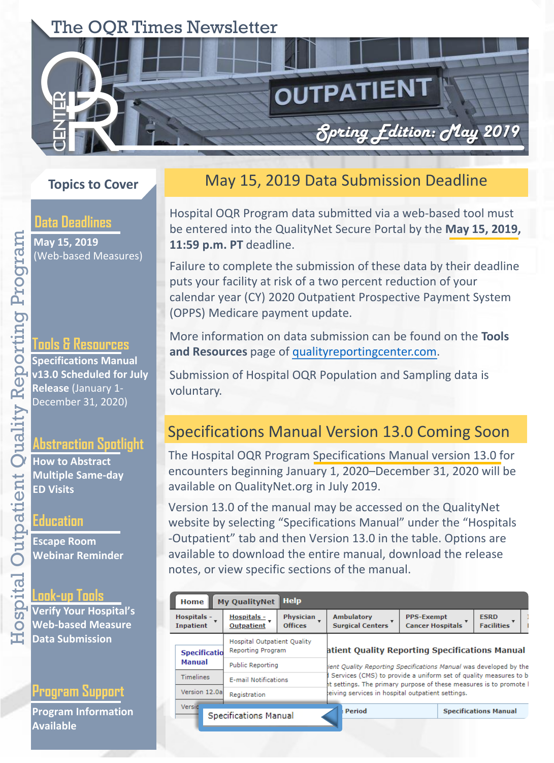# The OQR Times Newsletter

**Spring Edition: May 2019**

## Topics to Cover

**Data Deadlines**

**May 15, 2019** (Web-based Measures)

**Tools & Resources**

**Specifications Manual v13.0 Scheduled for July Release** (January 1-December 31, 2020)

**Abstraction Spotlight**

**How to Abstract Multiple Same-day ED Visits**

**Education**

**Escape Room Webinar Reminder**

**Look-up Tools**

**Verify Your Hospital's Web-based Measure Data Submission**

**Program Support**

**Program Information Available**

Hospital Outpatient Quality Reporting Program

## May 15, 2019 Data Submission Deadline

Hospital OQR Program data submitted via a web-based tool must be entered into the QualityNet Secure Portal by the **May 15, 2019, 11:59 p.m. PT** deadline.

Failure to complete the submission of these data by their deadline puts your facility at risk of a two percent reduction of your calendar year (CY) 2020 Outpatient Prospective Payment System (OPPS) Medicare payment update.

More information on data submission can be found on the **Tools and Resources** page of qualityreportingcenter.com.

Submission of Hospital OQR Population and Sampling data is voluntary.

## Specifications Manual Version 13.0 Coming Soon

The Hospital OQR Program Specifications Manual version 13.0 for encounters beginning January 1, 2020–December 31, 2020 will be available on QualityNet.org in July 2019.

Version 13.0 of the manual may be accessed on the QualityNet website by selecting "Specifications Manual" under the "Hospitals -Outpatient" tab and then Version 13.0 in the table. Options are available to download the entire manual, download the release notes, or view specific sections of the manual.

Home | My QualityNet | Help

Hospitals - Inpatient | Hospitals - Outpatient | Physician Offices | Ambulatory Surgical Centers | PPS-Exempt Cancer Hospitals | ESRD Facilities

Hospital Outpatient Quality Reporting Program
Public Reporting
E-mail Notifications
Registration
Specifications Manual

Specifications Manual
Timelines
Version 12.0a

...atient Quality Reporting Specifications Manual

...ient Quality Reporting Specifications Manual was developed by the ... Services (CMS) to provide a uniform set of quality measures to b... ...t settings. The primary purpose of these measures is to promote ... ...eiving services in hospital outpatient settings.

Period | Specifications Manual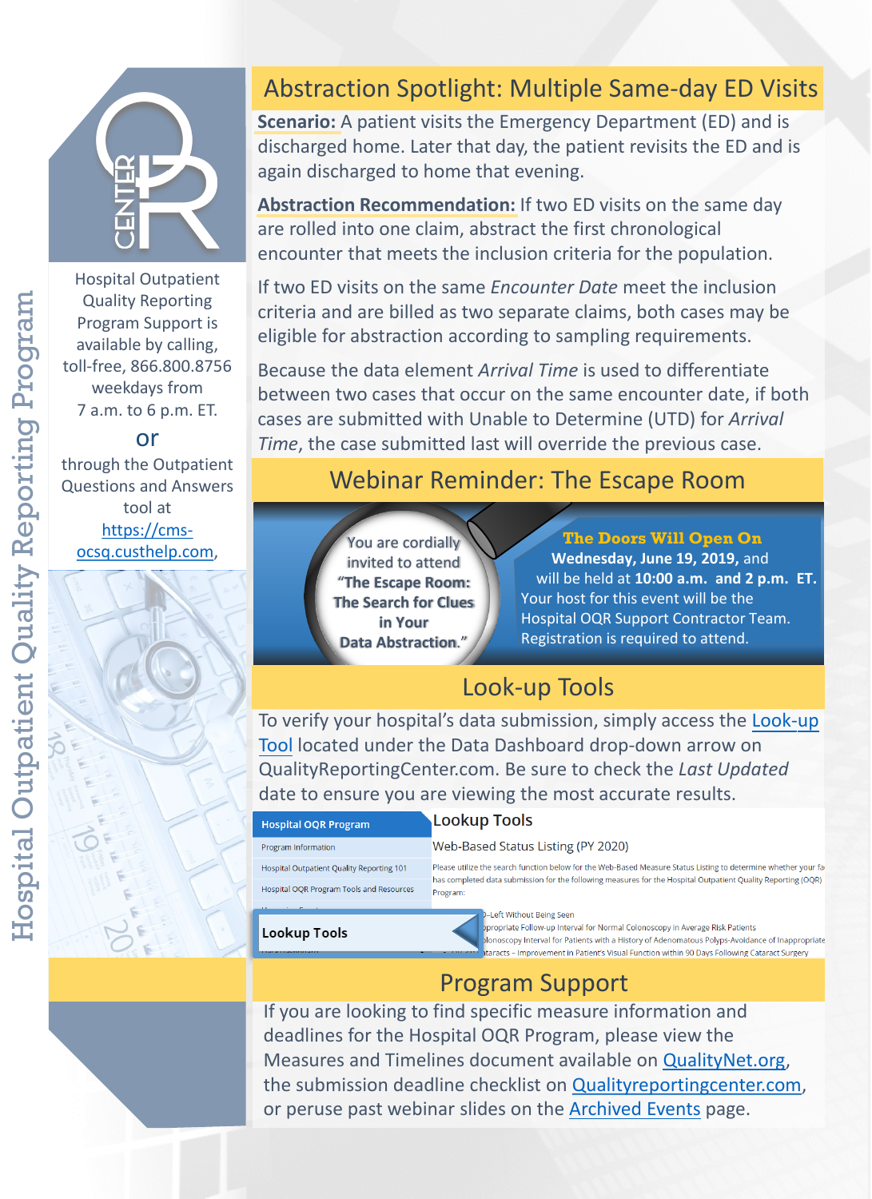Hospital Outpatient Quality Reporting Program

Hospital Outpatient Quality Reporting Program Support is available by calling, toll-free, 866.800.8756 weekdays from 7 a.m. to 6 p.m. ET.

or

through the Outpatient Questions and Answers tool at https://cms-ocsq.custhelp.com,

## Abstraction Spotlight: Multiple Same-day ED Visits

**Scenario:** A patient visits the Emergency Department (ED) and is discharged home. Later that day, the patient revisits the ED and is again discharged to home that evening.

**Abstraction Recommendation:** If two ED visits on the same day are rolled into one claim, abstract the first chronological encounter that meets the inclusion criteria for the population.

If two ED visits on the same *Encounter Date* meet the inclusion criteria and are billed as two separate claims, both cases may be eligible for abstraction according to sampling requirements.

Because the data element *Arrival Time* is used to differentiate between two cases that occur on the same encounter date, if both cases are submitted with Unable to Determine (UTD) for *Arrival Time*, the case submitted last will override the previous case.

## Webinar Reminder: The Escape Room

You are cordially invited to attend **"The Escape Room: The Search for Clues in Your Data Abstraction."**

**The Doors Will Open On Wednesday, June 19, 2019,** and will be held at **10:00 a.m. and 2 p.m. ET.** Your host for this event will be the Hospital OQR Support Contractor Team. Registration is required to attend.

## Look-up Tools

To verify your hospital's data submission, simply access the Look-up Tool located under the Data Dashboard drop-down arrow on QualityReportingCenter.com. Be sure to check the *Last Updated* date to ensure you are viewing the most accurate results.

## Program Support

If you are looking to find specific measure information and deadlines for the Hospital OQR Program, please view the Measures and Timelines document available on QualityNet.org, the submission deadline checklist on Qualityreportingcenter.com, or peruse past webinar slides on the Archived Events page.